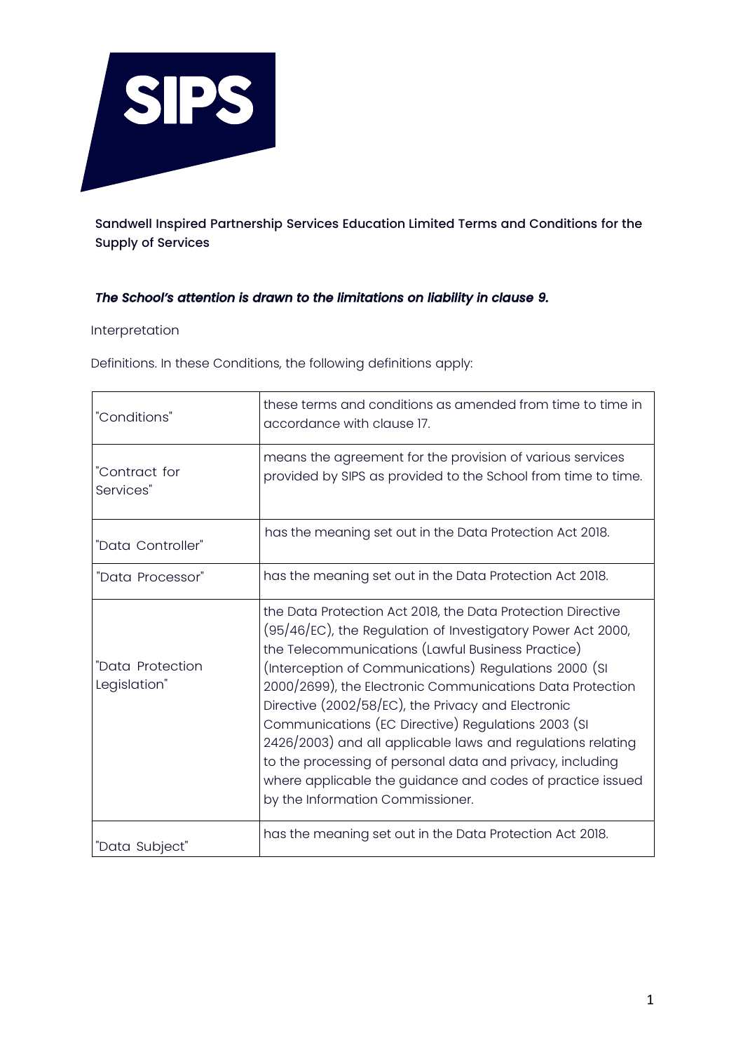SIPS

**Sandwell Inspired Partnership Services Education Limited Terms and Conditions for the Supply of Services**

***The School's attention is drawn to the limitations on liability in clause 9.***

Interpretation

Definitions. In these Conditions, the following definitions apply:

| | |
|---|---|
| "Conditions" | these terms and conditions as amended from time to time in accordance with clause 17. |
| "Contract for Services" | means the agreement for the provision of various services provided by SIPS as provided to the School from time to time. |
| "Data Controller" | has the meaning set out in the Data Protection Act 2018. |
| "Data Processor" | has the meaning set out in the Data Protection Act 2018. |
| "Data Protection Legislation" | the Data Protection Act 2018, the Data Protection Directive (95/46/EC), the Regulation of Investigatory Power Act 2000, the Telecommunications (Lawful Business Practice) (Interception of Communications) Regulations 2000 (SI 2000/2699), the Electronic Communications Data Protection Directive (2002/58/EC), the Privacy and Electronic Communications (EC Directive) Regulations 2003 (SI 2426/2003) and all applicable laws and regulations relating to the processing of personal data and privacy, including where applicable the guidance and codes of practice issued by the Information Commissioner. |
| "Data Subject" | has the meaning set out in the Data Protection Act 2018. |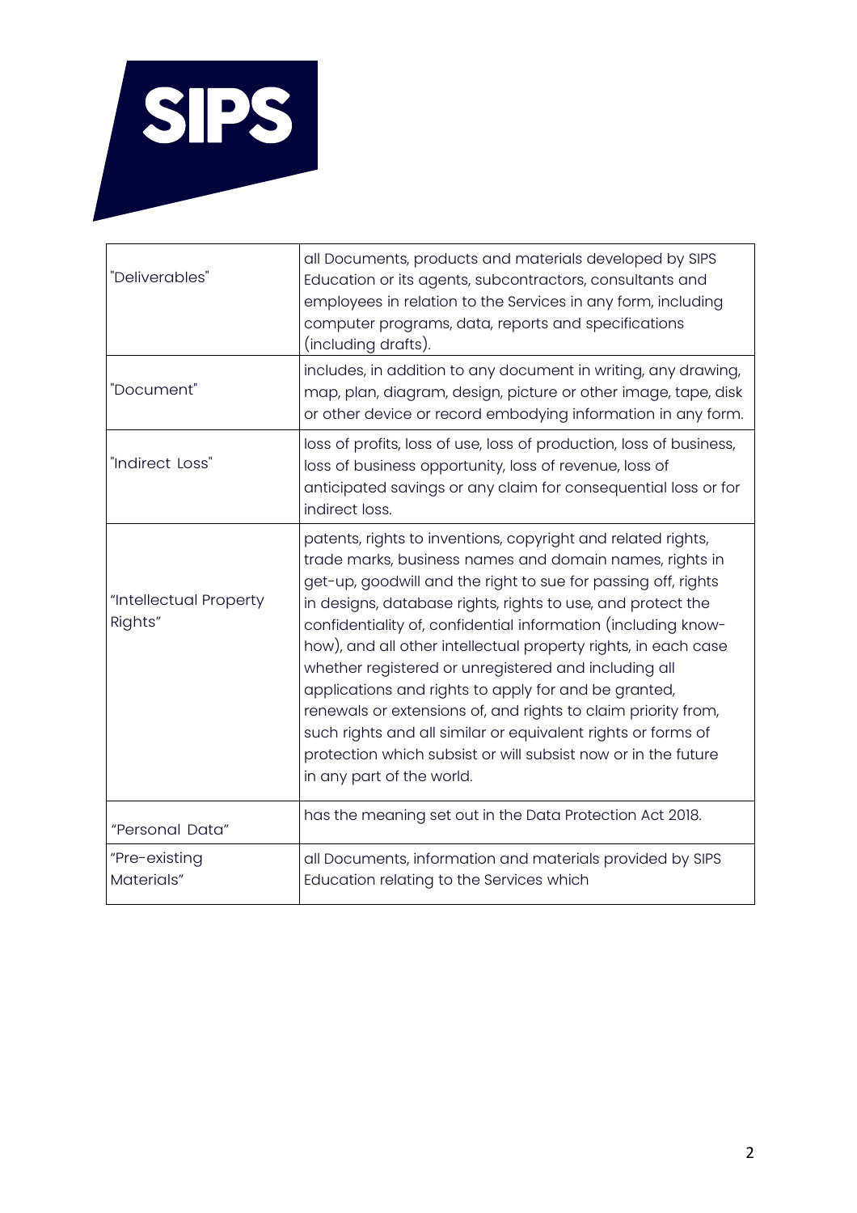| | |
|---|---|
| "Deliverables" | all Documents, products and materials developed by SIPS Education or its agents, subcontractors, consultants and employees in relation to the Services in any form, including computer programs, data, reports and specifications (including drafts). |
| "Document" | includes, in addition to any document in writing, any drawing, map, plan, diagram, design, picture or other image, tape, disk or other device or record embodying information in any form. |
| "Indirect Loss" | loss of profits, loss of use, loss of production, loss of business, loss of business opportunity, loss of revenue, loss of anticipated savings or any claim for consequential loss or for indirect loss. |
| "Intellectual Property Rights" | patents, rights to inventions, copyright and related rights, trade marks, business names and domain names, rights in get-up, goodwill and the right to sue for passing off, rights in designs, database rights, rights to use, and protect the confidentiality of, confidential information (including know-how), and all other intellectual property rights, in each case whether registered or unregistered and including all applications and rights to apply for and be granted, renewals or extensions of, and rights to claim priority from, such rights and all similar or equivalent rights or forms of protection which subsist or will subsist now or in the future in any part of the world. |
| "Personal Data" | has the meaning set out in the Data Protection Act 2018. |
| "Pre-existing Materials" | all Documents, information and materials provided by SIPS Education relating to the Services which |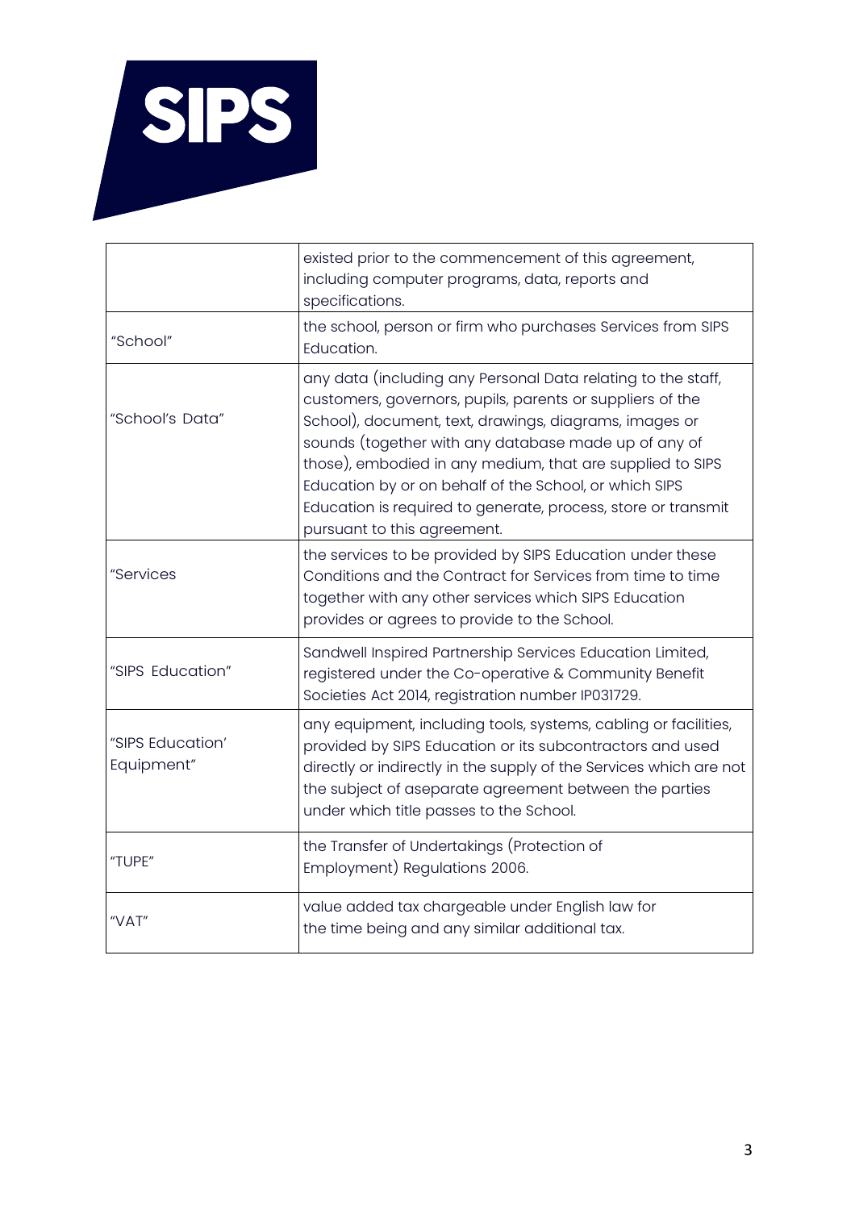| | |
|---|---|
| | existed prior to the commencement of this agreement, including computer programs, data, reports and specifications. |
| "School" | the school, person or firm who purchases Services from SIPS Education. |
| "School's Data" | any data (including any Personal Data relating to the staff, customers, governors, pupils, parents or suppliers of the School), document, text, drawings, diagrams, images or sounds (together with any database made up of any of those), embodied in any medium, that are supplied to SIPS Education by or on behalf of the School, or which SIPS Education is required to generate, process, store or transmit pursuant to this agreement. |
| "Services | the services to be provided by SIPS Education under these Conditions and the Contract for Services from time to time together with any other services which SIPS Education provides or agrees to provide to the School. |
| "SIPS Education" | Sandwell Inspired Partnership Services Education Limited, registered under the Co-operative & Community Benefit Societies Act 2014, registration number IP031729. |
| "SIPS Education' Equipment" | any equipment, including tools, systems, cabling or facilities, provided by SIPS Education or its subcontractors and used directly or indirectly in the supply of the Services which are not the subject of aseparate agreement between the parties under which title passes to the School. |
| "TUPE" | the Transfer of Undertakings (Protection of Employment) Regulations 2006. |
| "VAT" | value added tax chargeable under English law for the time being and any similar additional tax. |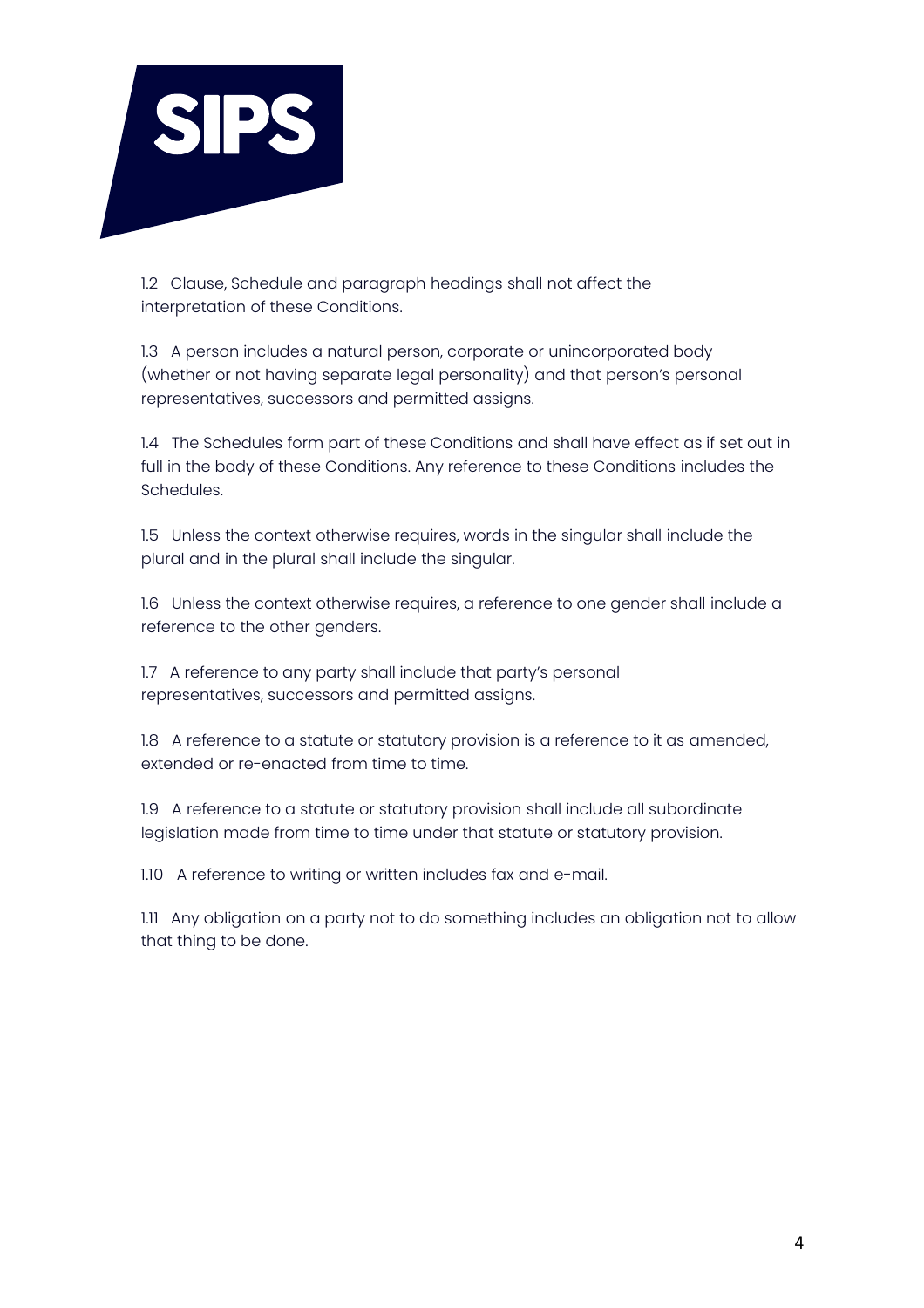1.2 Clause, Schedule and paragraph headings shall not affect the interpretation of these Conditions.

1.3 A person includes a natural person, corporate or unincorporated body (whether or not having separate legal personality) and that person's personal representatives, successors and permitted assigns.

1.4 The Schedules form part of these Conditions and shall have effect as if set out in full in the body of these Conditions. Any reference to these Conditions includes the Schedules.

1.5 Unless the context otherwise requires, words in the singular shall include the plural and in the plural shall include the singular.

1.6 Unless the context otherwise requires, a reference to one gender shall include a reference to the other genders.

1.7 A reference to any party shall include that party's personal representatives, successors and permitted assigns.

1.8 A reference to a statute or statutory provision is a reference to it as amended, extended or re-enacted from time to time.

1.9 A reference to a statute or statutory provision shall include all subordinate legislation made from time to time under that statute or statutory provision.

1.10 A reference to writing or written includes fax and e-mail.

1.11 Any obligation on a party not to do something includes an obligation not to allow that thing to be done.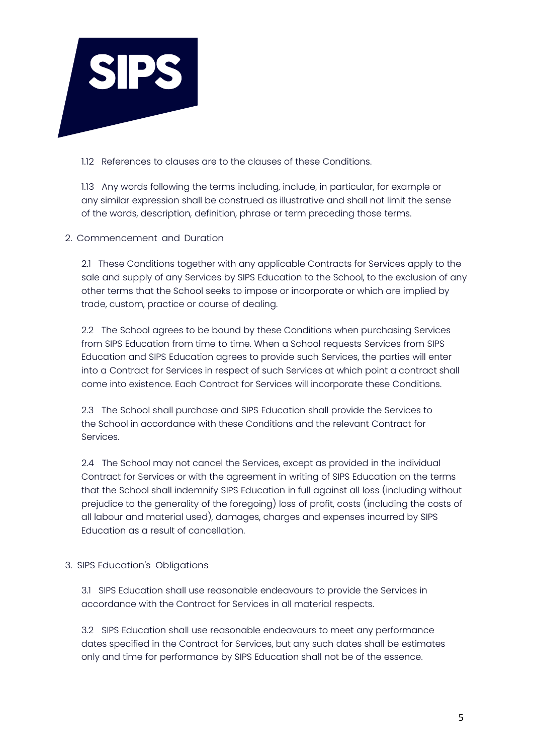1.12 References to clauses are to the clauses of these Conditions.

1.13 Any words following the terms including, include, in particular, for example or any similar expression shall be construed as illustrative and shall not limit the sense of the words, description, definition, phrase or term preceding those terms.

## 2. Commencement and Duration

2.1 These Conditions together with any applicable Contracts for Services apply to the sale and supply of any Services by SIPS Education to the School, to the exclusion of any other terms that the School seeks to impose or incorporate or which are implied by trade, custom, practice or course of dealing.

2.2 The School agrees to be bound by these Conditions when purchasing Services from SIPS Education from time to time. When a School requests Services from SIPS Education and SIPS Education agrees to provide such Services, the parties will enter into a Contract for Services in respect of such Services at which point a contract shall come into existence. Each Contract for Services will incorporate these Conditions.

2.3 The School shall purchase and SIPS Education shall provide the Services to the School in accordance with these Conditions and the relevant Contract for Services.

2.4 The School may not cancel the Services, except as provided in the individual Contract for Services or with the agreement in writing of SIPS Education on the terms that the School shall indemnify SIPS Education in full against all loss (including without prejudice to the generality of the foregoing) loss of profit, costs (including the costs of all labour and material used), damages, charges and expenses incurred by SIPS Education as a result of cancellation.

## 3. SIPS Education's Obligations

3.1 SIPS Education shall use reasonable endeavours to provide the Services in accordance with the Contract for Services in all material respects.

3.2 SIPS Education shall use reasonable endeavours to meet any performance dates specified in the Contract for Services, but any such dates shall be estimates only and time for performance by SIPS Education shall not be of the essence.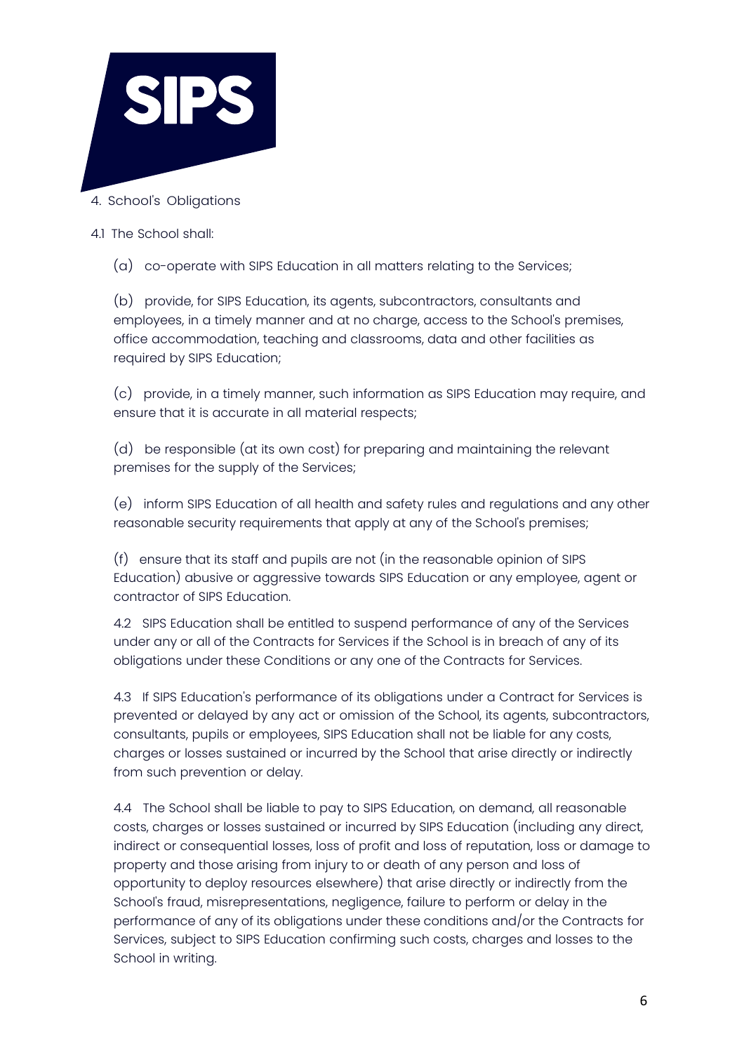## 4. School's Obligations

4.1 The School shall:

(a) co-operate with SIPS Education in all matters relating to the Services;

(b) provide, for SIPS Education, its agents, subcontractors, consultants and employees, in a timely manner and at no charge, access to the School's premises, office accommodation, teaching and classrooms, data and other facilities as required by SIPS Education;

(c) provide, in a timely manner, such information as SIPS Education may require, and ensure that it is accurate in all material respects;

(d) be responsible (at its own cost) for preparing and maintaining the relevant premises for the supply of the Services;

(e) inform SIPS Education of all health and safety rules and regulations and any other reasonable security requirements that apply at any of the School's premises;

(f) ensure that its staff and pupils are not (in the reasonable opinion of SIPS Education) abusive or aggressive towards SIPS Education or any employee, agent or contractor of SIPS Education.

4.2 SIPS Education shall be entitled to suspend performance of any of the Services under any or all of the Contracts for Services if the School is in breach of any of its obligations under these Conditions or any one of the Contracts for Services.

4.3 If SIPS Education's performance of its obligations under a Contract for Services is prevented or delayed by any act or omission of the School, its agents, subcontractors, consultants, pupils or employees, SIPS Education shall not be liable for any costs, charges or losses sustained or incurred by the School that arise directly or indirectly from such prevention or delay.

4.4 The School shall be liable to pay to SIPS Education, on demand, all reasonable costs, charges or losses sustained or incurred by SIPS Education (including any direct, indirect or consequential losses, loss of profit and loss of reputation, loss or damage to property and those arising from injury to or death of any person and loss of opportunity to deploy resources elsewhere) that arise directly or indirectly from the School's fraud, misrepresentations, negligence, failure to perform or delay in the performance of any of its obligations under these conditions and/or the Contracts for Services, subject to SIPS Education confirming such costs, charges and losses to the School in writing.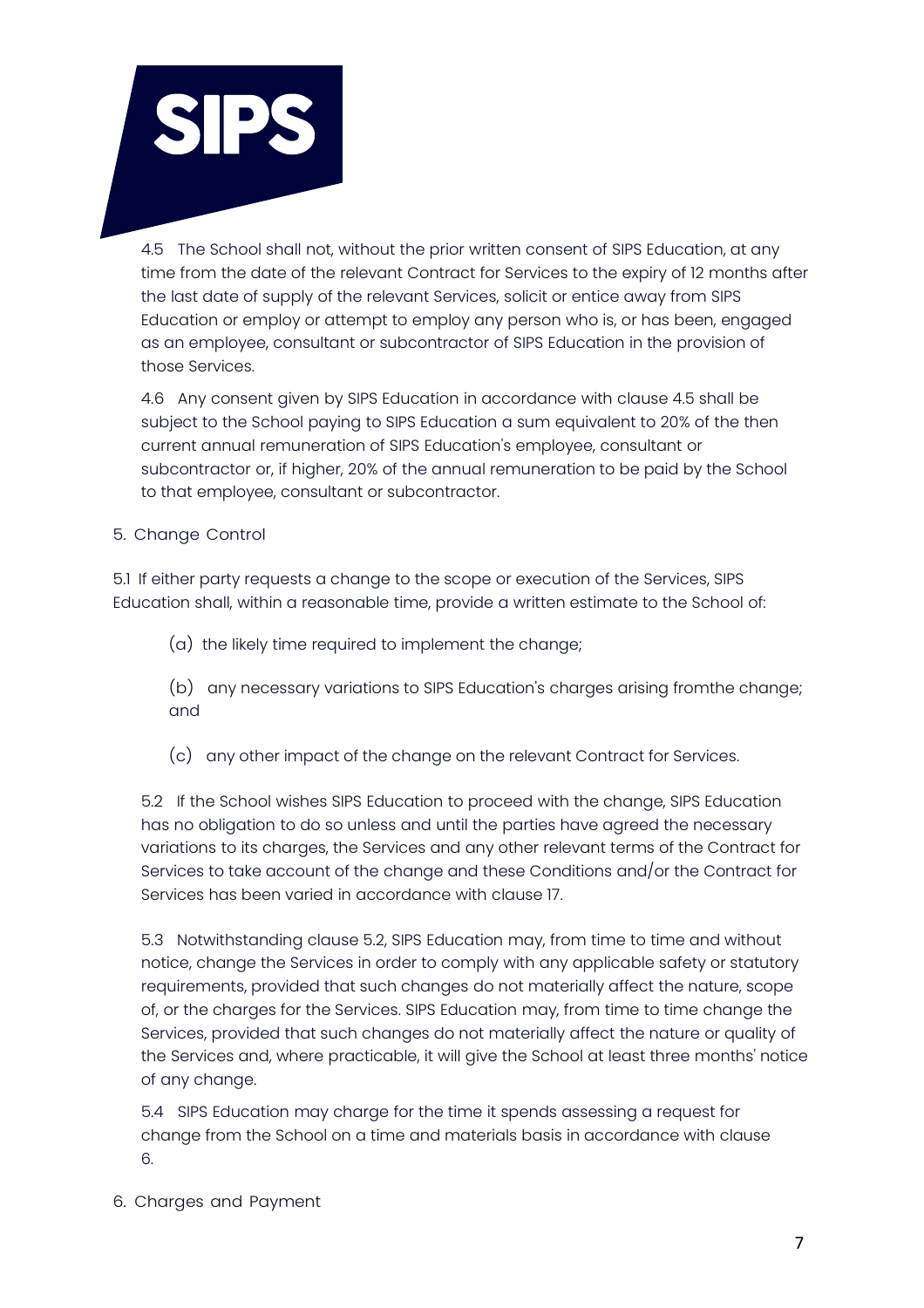4.5 The School shall not, without the prior written consent of SIPS Education, at any time from the date of the relevant Contract for Services to the expiry of 12 months after the last date of supply of the relevant Services, solicit or entice away from SIPS Education or employ or attempt to employ any person who is, or has been, engaged as an employee, consultant or subcontractor of SIPS Education in the provision of those Services.

4.6 Any consent given by SIPS Education in accordance with clause 4.5 shall be subject to the School paying to SIPS Education a sum equivalent to 20% of the then current annual remuneration of SIPS Education's employee, consultant or subcontractor or, if higher, 20% of the annual remuneration to be paid by the School to that employee, consultant or subcontractor.

## 5. Change Control

5.1 If either party requests a change to the scope or execution of the Services, SIPS Education shall, within a reasonable time, provide a written estimate to the School of:

(a) the likely time required to implement the change;

(b) any necessary variations to SIPS Education's charges arising fromthe change; and

(c) any other impact of the change on the relevant Contract for Services.

5.2 If the School wishes SIPS Education to proceed with the change, SIPS Education has no obligation to do so unless and until the parties have agreed the necessary variations to its charges, the Services and any other relevant terms of the Contract for Services to take account of the change and these Conditions and/or the Contract for Services has been varied in accordance with clause 17.

5.3 Notwithstanding clause 5.2, SIPS Education may, from time to time and without notice, change the Services in order to comply with any applicable safety or statutory requirements, provided that such changes do not materially affect the nature, scope of, or the charges for the Services. SIPS Education may, from time to time change the Services, provided that such changes do not materially affect the nature or quality of the Services and, where practicable, it will give the School at least three months' notice of any change.

5.4 SIPS Education may charge for the time it spends assessing a request for change from the School on a time and materials basis in accordance with clause 6.

## 6. Charges and Payment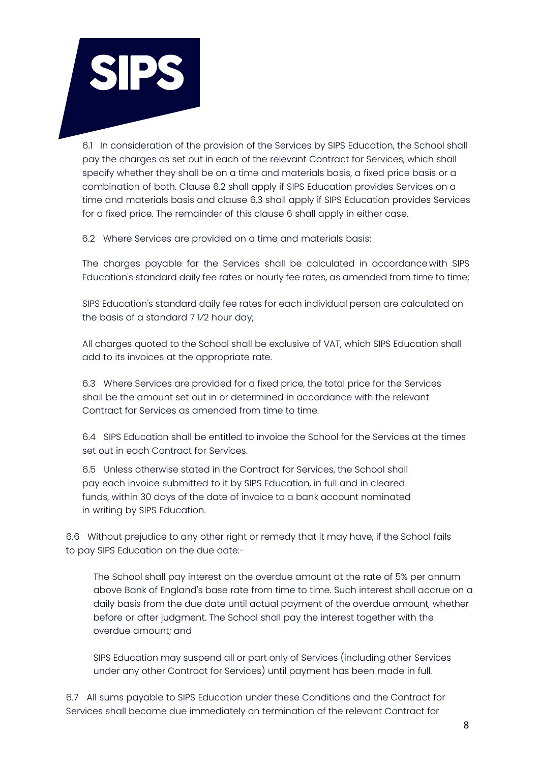6.1 In consideration of the provision of the Services by SIPS Education, the School shall pay the charges as set out in each of the relevant Contract for Services, which shall specify whether they shall be on a time and materials basis, a fixed price basis or a combination of both. Clause 6.2 shall apply if SIPS Education provides Services on a time and materials basis and clause 6.3 shall apply if SIPS Education provides Services for a fixed price. The remainder of this clause 6 shall apply in either case.

6.2 Where Services are provided on a time and materials basis:

The charges payable for the Services shall be calculated in accordance with SIPS Education's standard daily fee rates or hourly fee rates, as amended from time to time;

SIPS Education's standard daily fee rates for each individual person are calculated on the basis of a standard 7 1⁄2 hour day;

All charges quoted to the School shall be exclusive of VAT, which SIPS Education shall add to its invoices at the appropriate rate.

6.3 Where Services are provided for a fixed price, the total price for the Services shall be the amount set out in or determined in accordance with the relevant Contract for Services as amended from time to time.

6.4 SIPS Education shall be entitled to invoice the School for the Services at the times set out in each Contract for Services.

6.5 Unless otherwise stated in the Contract for Services, the School shall pay each invoice submitted to it by SIPS Education, in full and in cleared funds, within 30 days of the date of invoice to a bank account nominated in writing by SIPS Education.

6.6 Without prejudice to any other right or remedy that it may have, if the School fails to pay SIPS Education on the due date:-

The School shall pay interest on the overdue amount at the rate of 5% per annum above Bank of England's base rate from time to time. Such interest shall accrue on a daily basis from the due date until actual payment of the overdue amount, whether before or after judgment. The School shall pay the interest together with the overdue amount; and

SIPS Education may suspend all or part only of Services (including other Services under any other Contract for Services) until payment has been made in full.

6.7 All sums payable to SIPS Education under these Conditions and the Contract for Services shall become due immediately on termination of the relevant Contract for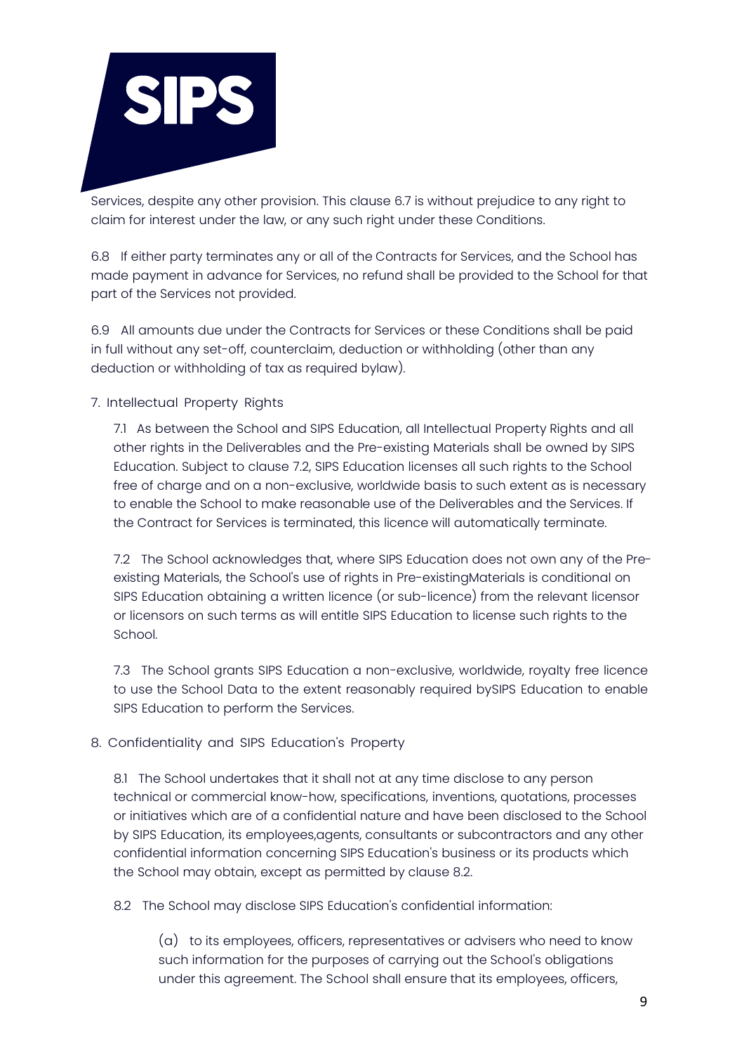Services, despite any other provision. This clause 6.7 is without prejudice to any right to claim for interest under the law, or any such right under these Conditions.

6.8 If either party terminates any or all of the Contracts for Services, and the School has made payment in advance for Services, no refund shall be provided to the School for that part of the Services not provided.

6.9 All amounts due under the Contracts for Services or these Conditions shall be paid in full without any set-off, counterclaim, deduction or withholding (other than any deduction or withholding of tax as required bylaw).

7. Intellectual Property Rights

7.1 As between the School and SIPS Education, all Intellectual Property Rights and all other rights in the Deliverables and the Pre-existing Materials shall be owned by SIPS Education. Subject to clause 7.2, SIPS Education licenses all such rights to the School free of charge and on a non-exclusive, worldwide basis to such extent as is necessary to enable the School to make reasonable use of the Deliverables and the Services. If the Contract for Services is terminated, this licence will automatically terminate.

7.2 The School acknowledges that, where SIPS Education does not own any of the Pre-existing Materials, the School's use of rights in Pre-existingMaterials is conditional on SIPS Education obtaining a written licence (or sub-licence) from the relevant licensor or licensors on such terms as will entitle SIPS Education to license such rights to the School.

7.3 The School grants SIPS Education a non-exclusive, worldwide, royalty free licence to use the School Data to the extent reasonably required bySIPS Education to enable SIPS Education to perform the Services.

8. Confidentiality and SIPS Education's Property

8.1 The School undertakes that it shall not at any time disclose to any person technical or commercial know-how, specifications, inventions, quotations, processes or initiatives which are of a confidential nature and have been disclosed to the School by SIPS Education, its employees,agents, consultants or subcontractors and any other confidential information concerning SIPS Education's business or its products which the School may obtain, except as permitted by clause 8.2.

8.2 The School may disclose SIPS Education's confidential information:

(a) to its employees, officers, representatives or advisers who need to know such information for the purposes of carrying out the School's obligations under this agreement. The School shall ensure that its employees, officers,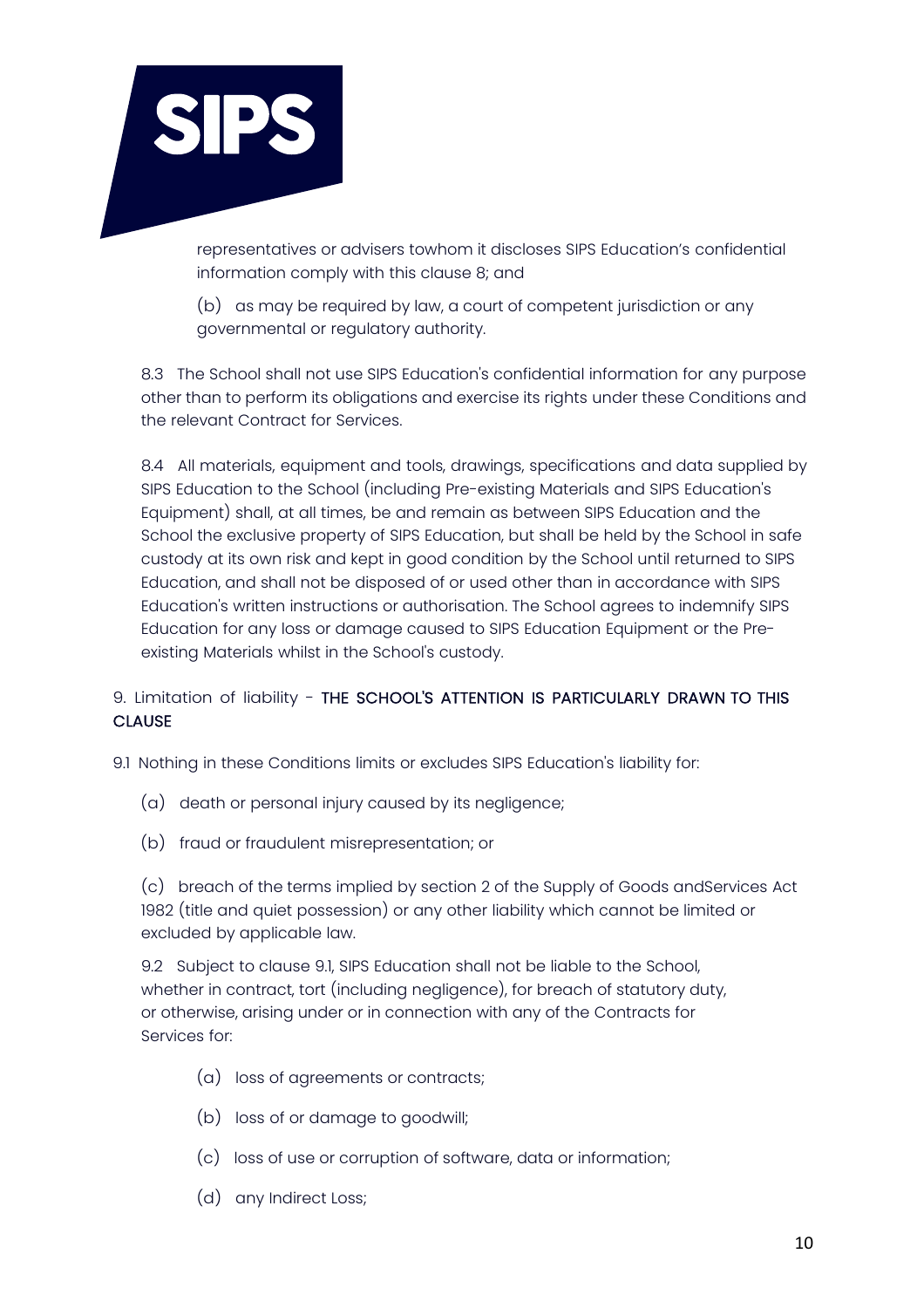representatives or advisers towhom it discloses SIPS Education's confidential information comply with this clause 8; and

(b) as may be required by law, a court of competent jurisdiction or any governmental or regulatory authority.

8.3 The School shall not use SIPS Education's confidential information for any purpose other than to perform its obligations and exercise its rights under these Conditions and the relevant Contract for Services.

8.4 All materials, equipment and tools, drawings, specifications and data supplied by SIPS Education to the School (including Pre-existing Materials and SIPS Education's Equipment) shall, at all times, be and remain as between SIPS Education and the School the exclusive property of SIPS Education, but shall be held by the School in safe custody at its own risk and kept in good condition by the School until returned to SIPS Education, and shall not be disposed of or used other than in accordance with SIPS Education's written instructions or authorisation. The School agrees to indemnify SIPS Education for any loss or damage caused to SIPS Education Equipment or the Pre-existing Materials whilst in the School's custody.

## 9. Limitation of liability - THE SCHOOL'S ATTENTION IS PARTICULARLY DRAWN TO THIS CLAUSE

9.1 Nothing in these Conditions limits or excludes SIPS Education's liability for:

(a) death or personal injury caused by its negligence;

(b) fraud or fraudulent misrepresentation; or

(c) breach of the terms implied by section 2 of the Supply of Goods andServices Act 1982 (title and quiet possession) or any other liability which cannot be limited or excluded by applicable law.

9.2 Subject to clause 9.1, SIPS Education shall not be liable to the School, whether in contract, tort (including negligence), for breach of statutory duty, or otherwise, arising under or in connection with any of the Contracts for Services for:

(a) loss of agreements or contracts;

(b) loss of or damage to goodwill;

(c) loss of use or corruption of software, data or information;

(d) any Indirect Loss;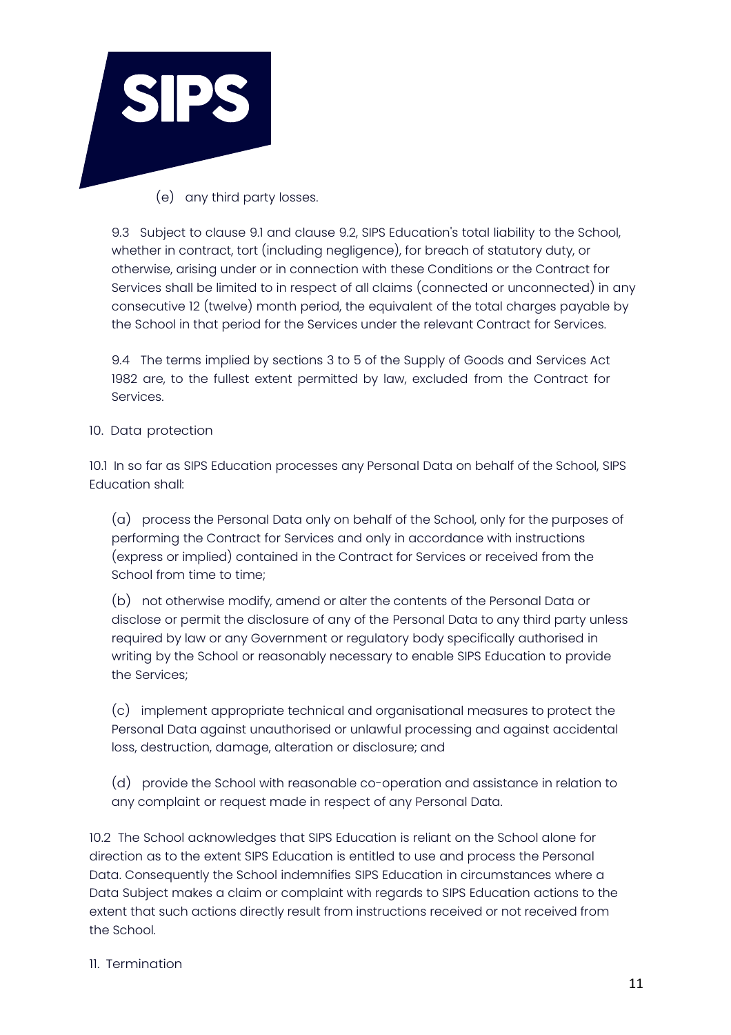(e) any third party losses.

9.3 Subject to clause 9.1 and clause 9.2, SIPS Education's total liability to the School, whether in contract, tort (including negligence), for breach of statutory duty, or otherwise, arising under or in connection with these Conditions or the Contract for Services shall be limited to in respect of all claims (connected or unconnected) in any consecutive 12 (twelve) month period, the equivalent of the total charges payable by the School in that period for the Services under the relevant Contract for Services.

9.4 The terms implied by sections 3 to 5 of the Supply of Goods and Services Act 1982 are, to the fullest extent permitted by law, excluded from the Contract for Services.

10. Data protection

10.1 In so far as SIPS Education processes any Personal Data on behalf of the School, SIPS Education shall:

(a) process the Personal Data only on behalf of the School, only for the purposes of performing the Contract for Services and only in accordance with instructions (express or implied) contained in the Contract for Services or received from the School from time to time;

(b) not otherwise modify, amend or alter the contents of the Personal Data or disclose or permit the disclosure of any of the Personal Data to any third party unless required by law or any Government or regulatory body specifically authorised in writing by the School or reasonably necessary to enable SIPS Education to provide the Services;

(c) implement appropriate technical and organisational measures to protect the Personal Data against unauthorised or unlawful processing and against accidental loss, destruction, damage, alteration or disclosure; and

(d) provide the School with reasonable co-operation and assistance in relation to any complaint or request made in respect of any Personal Data.

10.2 The School acknowledges that SIPS Education is reliant on the School alone for direction as to the extent SIPS Education is entitled to use and process the Personal Data. Consequently the School indemnifies SIPS Education in circumstances where a Data Subject makes a claim or complaint with regards to SIPS Education actions to the extent that such actions directly result from instructions received or not received from the School.

11. Termination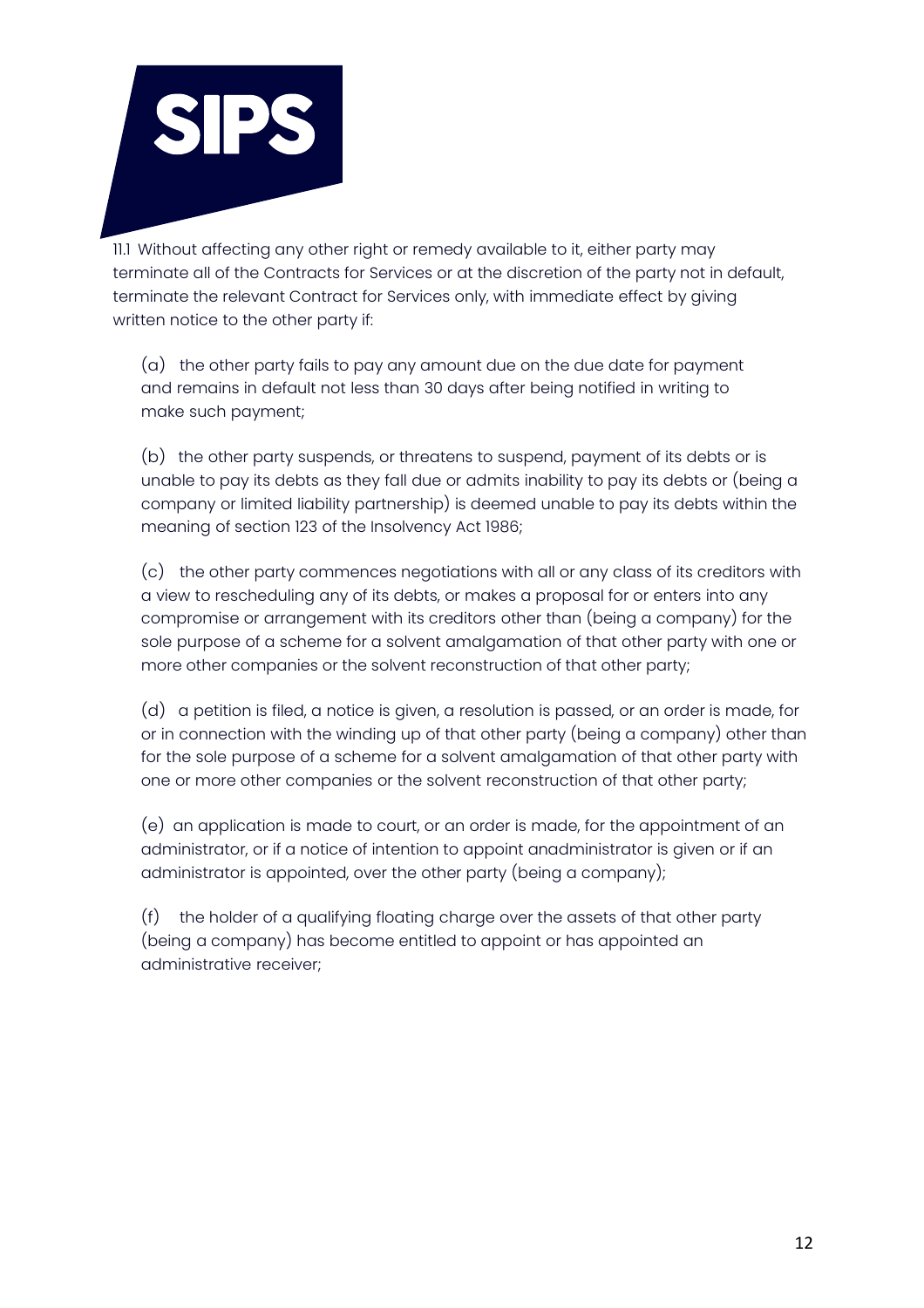11.1 Without affecting any other right or remedy available to it, either party may terminate all of the Contracts for Services or at the discretion of the party not in default, terminate the relevant Contract for Services only, with immediate effect by giving written notice to the other party if:

(a) the other party fails to pay any amount due on the due date for payment and remains in default not less than 30 days after being notified in writing to make such payment;

(b) the other party suspends, or threatens to suspend, payment of its debts or is unable to pay its debts as they fall due or admits inability to pay its debts or (being a company or limited liability partnership) is deemed unable to pay its debts within the meaning of section 123 of the Insolvency Act 1986;

(c) the other party commences negotiations with all or any class of its creditors with a view to rescheduling any of its debts, or makes a proposal for or enters into any compromise or arrangement with its creditors other than (being a company) for the sole purpose of a scheme for a solvent amalgamation of that other party with one or more other companies or the solvent reconstruction of that other party;

(d) a petition is filed, a notice is given, a resolution is passed, or an order is made, for or in connection with the winding up of that other party (being a company) other than for the sole purpose of a scheme for a solvent amalgamation of that other party with one or more other companies or the solvent reconstruction of that other party;

(e) an application is made to court, or an order is made, for the appointment of an administrator, or if a notice of intention to appoint anadministrator is given or if an administrator is appointed, over the other party (being a company);

(f) the holder of a qualifying floating charge over the assets of that other party (being a company) has become entitled to appoint or has appointed an administrative receiver;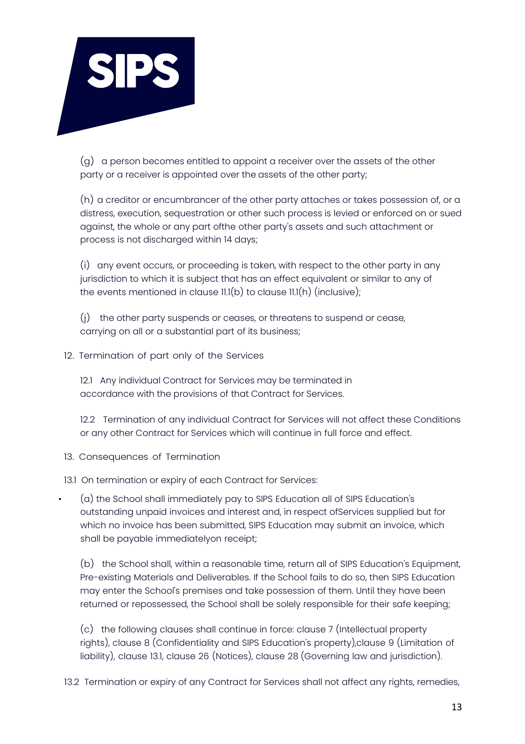(g) a person becomes entitled to appoint a receiver over the assets of the other party or a receiver is appointed over the assets of the other party;

(h) a creditor or encumbrancer of the other party attaches or takes possession of, or a distress, execution, sequestration or other such process is levied or enforced on or sued against, the whole or any part ofthe other party's assets and such attachment or process is not discharged within 14 days;

(i) any event occurs, or proceeding is taken, with respect to the other party in any jurisdiction to which it is subject that has an effect equivalent or similar to any of the events mentioned in clause 11.1(b) to clause 11.1(h) (inclusive);

(j) the other party suspends or ceases, or threatens to suspend or cease, carrying on all or a substantial part of its business;

12. Termination of part only of the Services

12.1 Any individual Contract for Services may be terminated in accordance with the provisions of that Contract for Services.

12.2 Termination of any individual Contract for Services will not affect these Conditions or any other Contract for Services which will continue in full force and effect.

13. Consequences of Termination

13.1 On termination or expiry of each Contract for Services:

- (a) the School shall immediately pay to SIPS Education all of SIPS Education's outstanding unpaid invoices and interest and, in respect ofServices supplied but for which no invoice has been submitted, SIPS Education may submit an invoice, which shall be payable immediatelyon receipt;

(b) the School shall, within a reasonable time, return all of SIPS Education's Equipment, Pre-existing Materials and Deliverables. If the School fails to do so, then SIPS Education may enter the School's premises and take possession of them. Until they have been returned or repossessed, the School shall be solely responsible for their safe keeping;

(c) the following clauses shall continue in force: clause 7 (Intellectual property rights), clause 8 (Confidentiality and SIPS Education's property),clause 9 (Limitation of liability), clause 13.1, clause 26 (Notices), clause 28 (Governing law and jurisdiction).

13.2 Termination or expiry of any Contract for Services shall not affect any rights, remedies,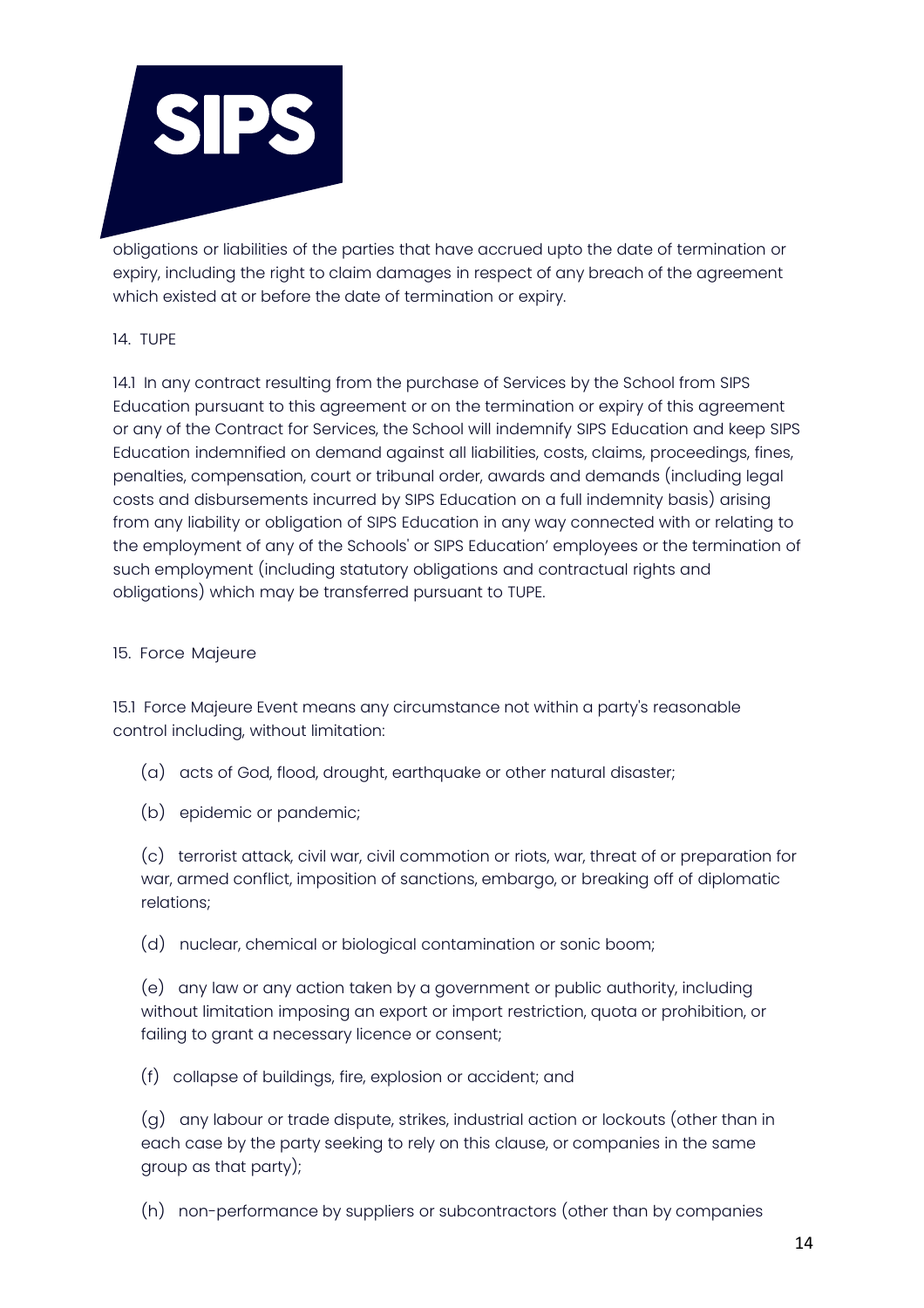obligations or liabilities of the parties that have accrued upto the date of termination or expiry, including the right to claim damages in respect of any breach of the agreement which existed at or before the date of termination or expiry.

14. TUPE

14.1 In any contract resulting from the purchase of Services by the School from SIPS Education pursuant to this agreement or on the termination or expiry of this agreement or any of the Contract for Services, the School will indemnify SIPS Education and keep SIPS Education indemnified on demand against all liabilities, costs, claims, proceedings, fines, penalties, compensation, court or tribunal order, awards and demands (including legal costs and disbursements incurred by SIPS Education on a full indemnity basis) arising from any liability or obligation of SIPS Education in any way connected with or relating to the employment of any of the Schools' or SIPS Education' employees or the termination of such employment (including statutory obligations and contractual rights and obligations) which may be transferred pursuant to TUPE.

15. Force Majeure

15.1 Force Majeure Event means any circumstance not within a party's reasonable control including, without limitation:

(a) acts of God, flood, drought, earthquake or other natural disaster;

(b) epidemic or pandemic;

(c) terrorist attack, civil war, civil commotion or riots, war, threat of or preparation for war, armed conflict, imposition of sanctions, embargo, or breaking off of diplomatic relations;

(d) nuclear, chemical or biological contamination or sonic boom;

(e) any law or any action taken by a government or public authority, including without limitation imposing an export or import restriction, quota or prohibition, or failing to grant a necessary licence or consent;

(f) collapse of buildings, fire, explosion or accident; and

(g) any labour or trade dispute, strikes, industrial action or lockouts (other than in each case by the party seeking to rely on this clause, or companies in the same group as that party);

(h) non-performance by suppliers or subcontractors (other than by companies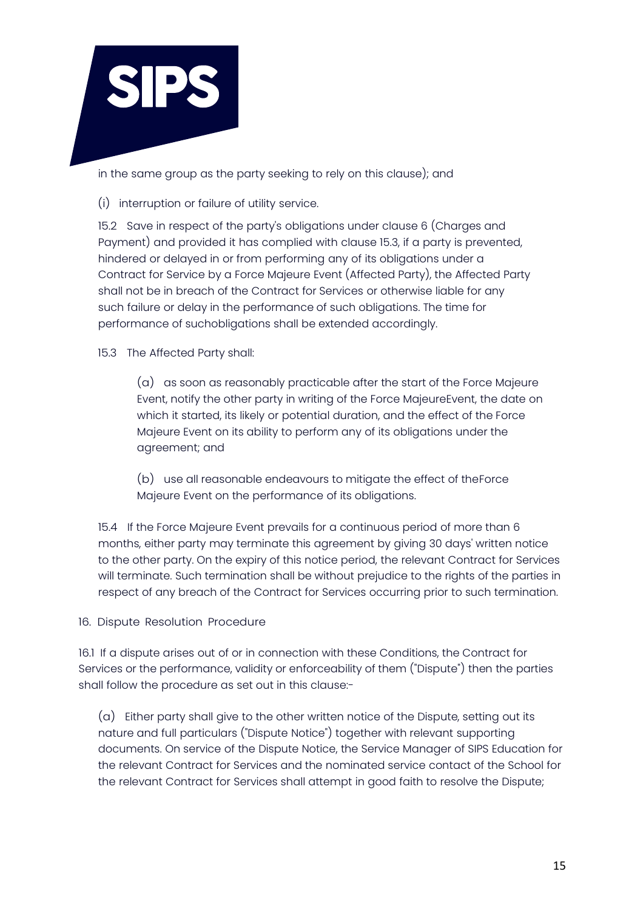in the same group as the party seeking to rely on this clause); and

(i) interruption or failure of utility service.

15.2 Save in respect of the party's obligations under clause 6 (Charges and Payment) and provided it has complied with clause 15.3, if a party is prevented, hindered or delayed in or from performing any of its obligations under a Contract for Service by a Force Majeure Event (Affected Party), the Affected Party shall not be in breach of the Contract for Services or otherwise liable for any such failure or delay in the performance of such obligations. The time for performance of suchobligations shall be extended accordingly.

15.3 The Affected Party shall:

(a) as soon as reasonably practicable after the start of the Force Majeure Event, notify the other party in writing of the Force MajeureEvent, the date on which it started, its likely or potential duration, and the effect of the Force Majeure Event on its ability to perform any of its obligations under the agreement; and

(b) use all reasonable endeavours to mitigate the effect of theForce Majeure Event on the performance of its obligations.

15.4 If the Force Majeure Event prevails for a continuous period of more than 6 months, either party may terminate this agreement by giving 30 days' written notice to the other party. On the expiry of this notice period, the relevant Contract for Services will terminate. Such termination shall be without prejudice to the rights of the parties in respect of any breach of the Contract for Services occurring prior to such termination.

16. Dispute Resolution Procedure

16.1 If a dispute arises out of or in connection with these Conditions, the Contract for Services or the performance, validity or enforceability of them ("Dispute") then the parties shall follow the procedure as set out in this clause:-

(a) Either party shall give to the other written notice of the Dispute, setting out its nature and full particulars ("Dispute Notice") together with relevant supporting documents. On service of the Dispute Notice, the Service Manager of SIPS Education for the relevant Contract for Services and the nominated service contact of the School for the relevant Contract for Services shall attempt in good faith to resolve the Dispute;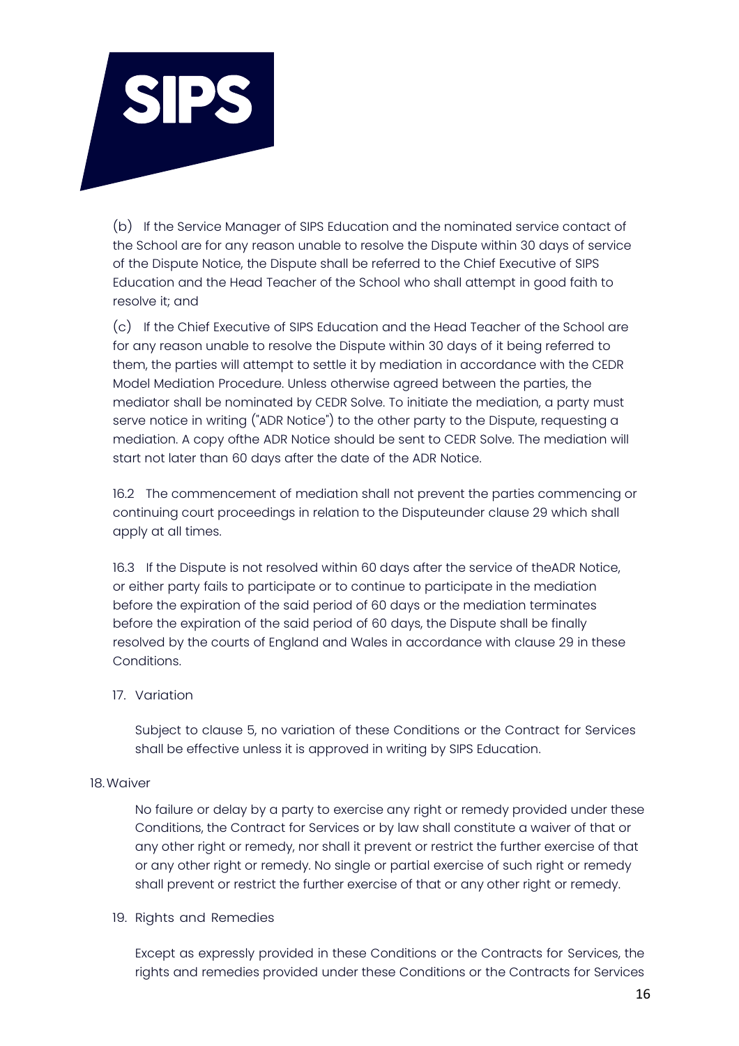(b) If the Service Manager of SIPS Education and the nominated service contact of the School are for any reason unable to resolve the Dispute within 30 days of service of the Dispute Notice, the Dispute shall be referred to the Chief Executive of SIPS Education and the Head Teacher of the School who shall attempt in good faith to resolve it; and

(c) If the Chief Executive of SIPS Education and the Head Teacher of the School are for any reason unable to resolve the Dispute within 30 days of it being referred to them, the parties will attempt to settle it by mediation in accordance with the CEDR Model Mediation Procedure. Unless otherwise agreed between the parties, the mediator shall be nominated by CEDR Solve. To initiate the mediation, a party must serve notice in writing ("ADR Notice") to the other party to the Dispute, requesting a mediation. A copy ofthe ADR Notice should be sent to CEDR Solve. The mediation will start not later than 60 days after the date of the ADR Notice.

16.2 The commencement of mediation shall not prevent the parties commencing or continuing court proceedings in relation to the Disputeunder clause 29 which shall apply at all times.

16.3 If the Dispute is not resolved within 60 days after the service of theADR Notice, or either party fails to participate or to continue to participate in the mediation before the expiration of the said period of 60 days or the mediation terminates before the expiration of the said period of 60 days, the Dispute shall be finally resolved by the courts of England and Wales in accordance with clause 29 in these Conditions.

17. Variation

Subject to clause 5, no variation of these Conditions or the Contract for Services shall be effective unless it is approved in writing by SIPS Education.

18. Waiver

No failure or delay by a party to exercise any right or remedy provided under these Conditions, the Contract for Services or by law shall constitute a waiver of that or any other right or remedy, nor shall it prevent or restrict the further exercise of that or any other right or remedy. No single or partial exercise of such right or remedy shall prevent or restrict the further exercise of that or any other right or remedy.

19. Rights and Remedies

Except as expressly provided in these Conditions or the Contracts for Services, the rights and remedies provided under these Conditions or the Contracts for Services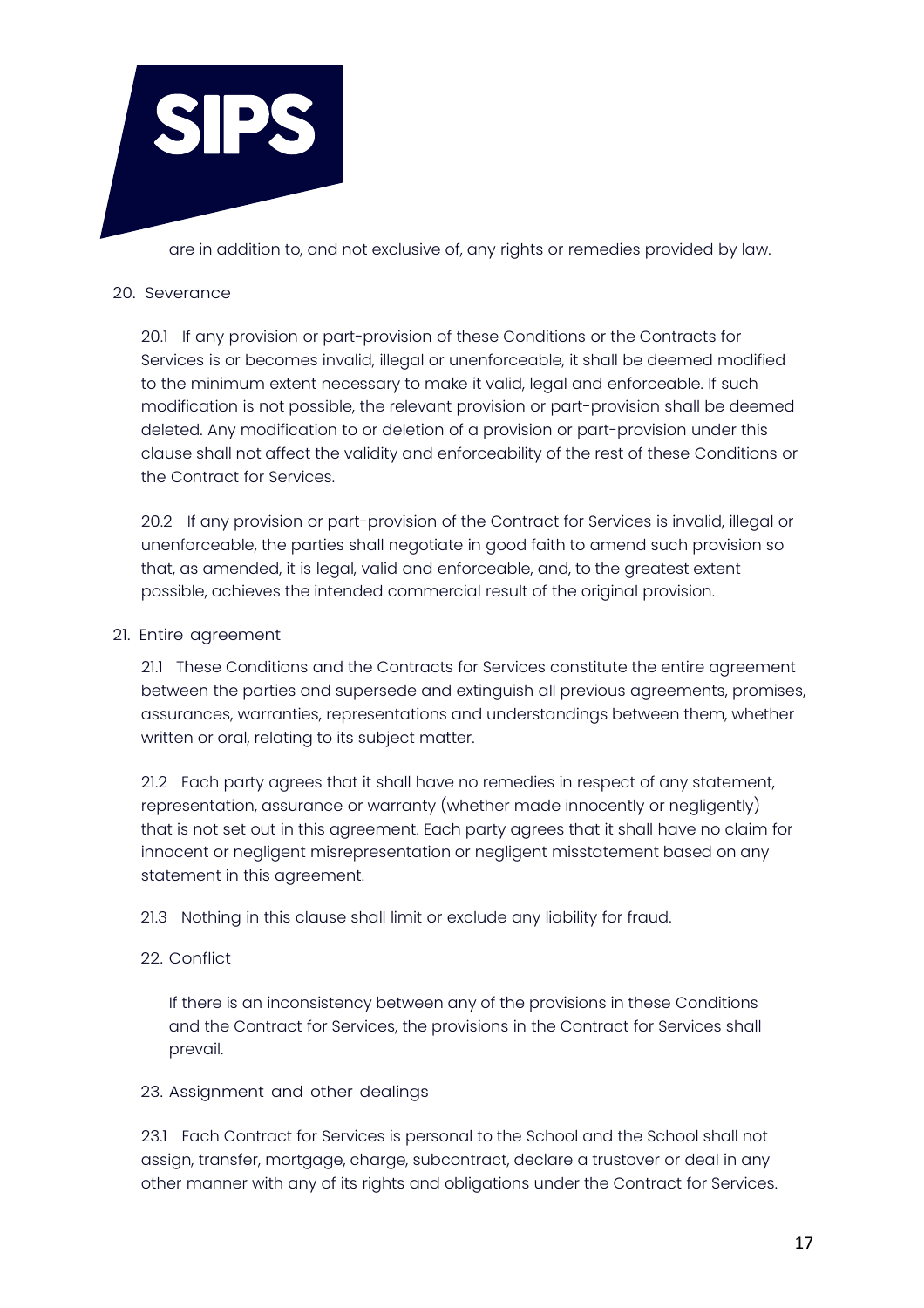are in addition to, and not exclusive of, any rights or remedies provided by law.

20. Severance

20.1 If any provision or part-provision of these Conditions or the Contracts for Services is or becomes invalid, illegal or unenforceable, it shall be deemed modified to the minimum extent necessary to make it valid, legal and enforceable. If such modification is not possible, the relevant provision or part-provision shall be deemed deleted. Any modification to or deletion of a provision or part-provision under this clause shall not affect the validity and enforceability of the rest of these Conditions or the Contract for Services.

20.2 If any provision or part-provision of the Contract for Services is invalid, illegal or unenforceable, the parties shall negotiate in good faith to amend such provision so that, as amended, it is legal, valid and enforceable, and, to the greatest extent possible, achieves the intended commercial result of the original provision.

21. Entire agreement

21.1 These Conditions and the Contracts for Services constitute the entire agreement between the parties and supersede and extinguish all previous agreements, promises, assurances, warranties, representations and understandings between them, whether written or oral, relating to its subject matter.

21.2 Each party agrees that it shall have no remedies in respect of any statement, representation, assurance or warranty (whether made innocently or negligently) that is not set out in this agreement. Each party agrees that it shall have no claim for innocent or negligent misrepresentation or negligent misstatement based on any statement in this agreement.

21.3 Nothing in this clause shall limit or exclude any liability for fraud.

22. Conflict

If there is an inconsistency between any of the provisions in these Conditions and the Contract for Services, the provisions in the Contract for Services shall prevail.

23. Assignment and other dealings

23.1 Each Contract for Services is personal to the School and the School shall not assign, transfer, mortgage, charge, subcontract, declare a trustover or deal in any other manner with any of its rights and obligations under the Contract for Services.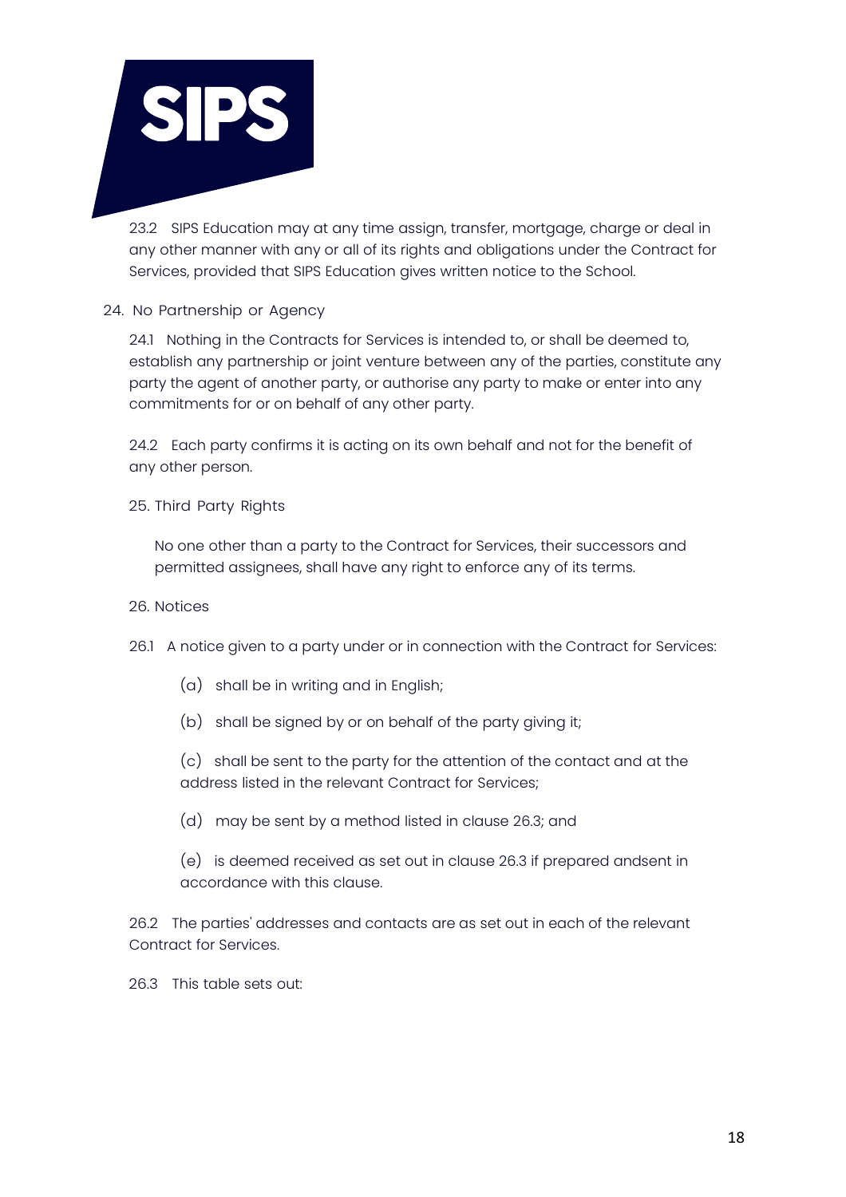23.2 SIPS Education may at any time assign, transfer, mortgage, charge or deal in any other manner with any or all of its rights and obligations under the Contract for Services, provided that SIPS Education gives written notice to the School.

## 24. No Partnership or Agency

24.1 Nothing in the Contracts for Services is intended to, or shall be deemed to, establish any partnership or joint venture between any of the parties, constitute any party the agent of another party, or authorise any party to make or enter into any commitments for or on behalf of any other party.

24.2 Each party confirms it is acting on its own behalf and not for the benefit of any other person.

## 25. Third Party Rights

No one other than a party to the Contract for Services, their successors and permitted assignees, shall have any right to enforce any of its terms.

## 26. Notices

26.1 A notice given to a party under or in connection with the Contract for Services:

(a) shall be in writing and in English;

(b) shall be signed by or on behalf of the party giving it;

(c) shall be sent to the party for the attention of the contact and at the address listed in the relevant Contract for Services;

(d) may be sent by a method listed in clause 26.3; and

(e) is deemed received as set out in clause 26.3 if prepared andsent in accordance with this clause.

26.2 The parties' addresses and contacts are as set out in each of the relevant Contract for Services.

26.3 This table sets out: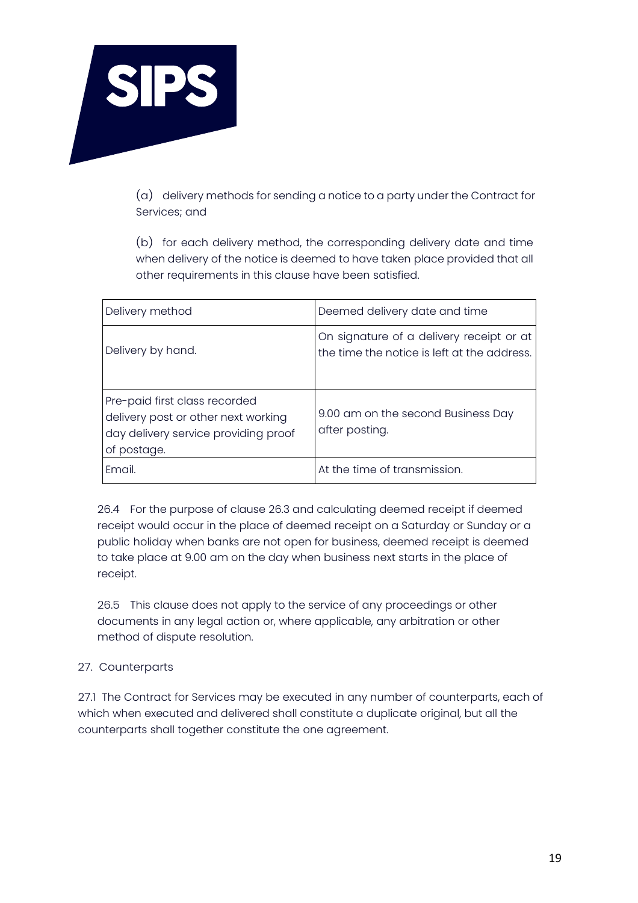(a) delivery methods for sending a notice to a party under the Contract for Services; and

(b) for each delivery method, the corresponding delivery date and time when delivery of the notice is deemed to have taken place provided that all other requirements in this clause have been satisfied.

| Delivery method | Deemed delivery date and time |
|---|---|
| Delivery by hand. | On signature of a delivery receipt or at the time the notice is left at the address. |
| Pre-paid first class recorded delivery post or other next working day delivery service providing proof of postage. | 9.00 am on the second Business Day after posting. |
| Email. | At the time of transmission. |

26.4 For the purpose of clause 26.3 and calculating deemed receipt if deemed receipt would occur in the place of deemed receipt on a Saturday or Sunday or a public holiday when banks are not open for business, deemed receipt is deemed to take place at 9.00 am on the day when business next starts in the place of receipt.

26.5 This clause does not apply to the service of any proceedings or other documents in any legal action or, where applicable, any arbitration or other method of dispute resolution.

## 27. Counterparts

27.1 The Contract for Services may be executed in any number of counterparts, each of which when executed and delivered shall constitute a duplicate original, but all the counterparts shall together constitute the one agreement.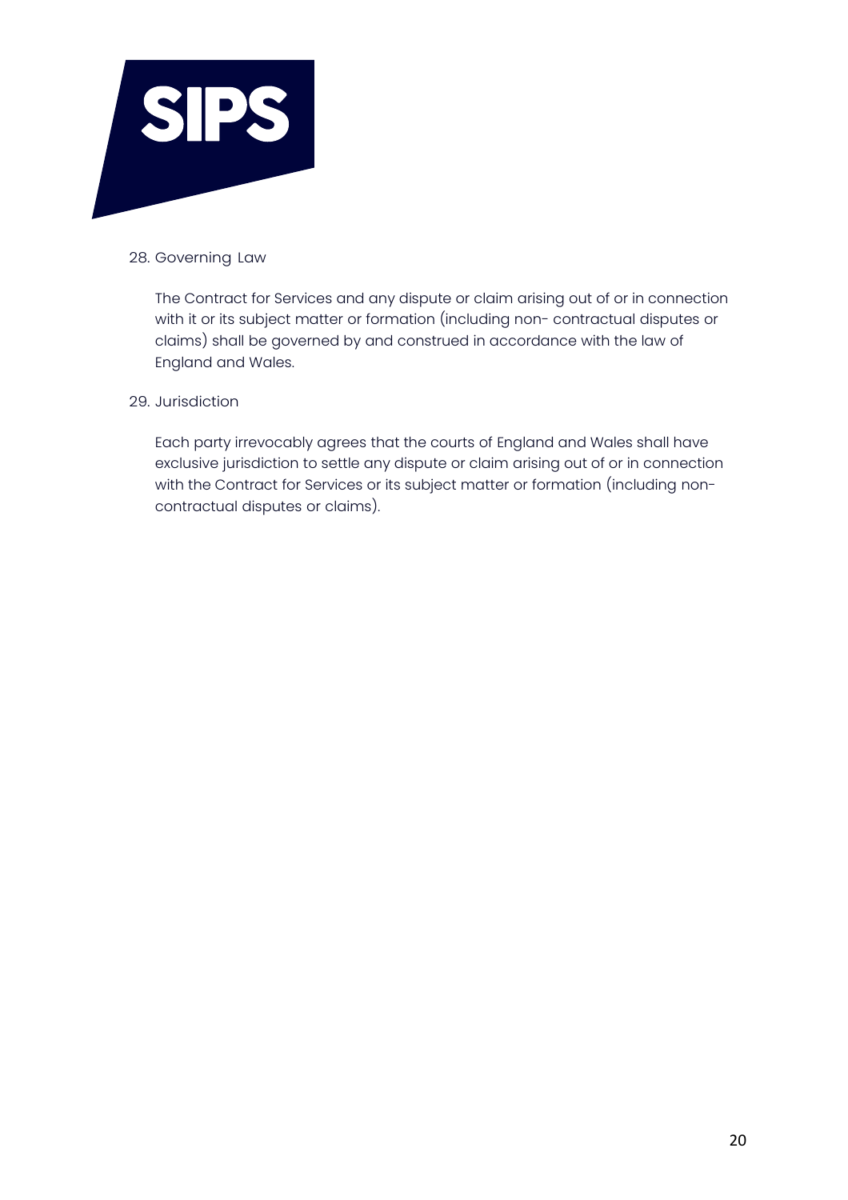28. Governing Law

    The Contract for Services and any dispute or claim arising out of or in connection with it or its subject matter or formation (including non- contractual disputes or claims) shall be governed by and construed in accordance with the law of England and Wales.

29. Jurisdiction

    Each party irrevocably agrees that the courts of England and Wales shall have exclusive jurisdiction to settle any dispute or claim arising out of or in connection with the Contract for Services or its subject matter or formation (including non-contractual disputes or claims).